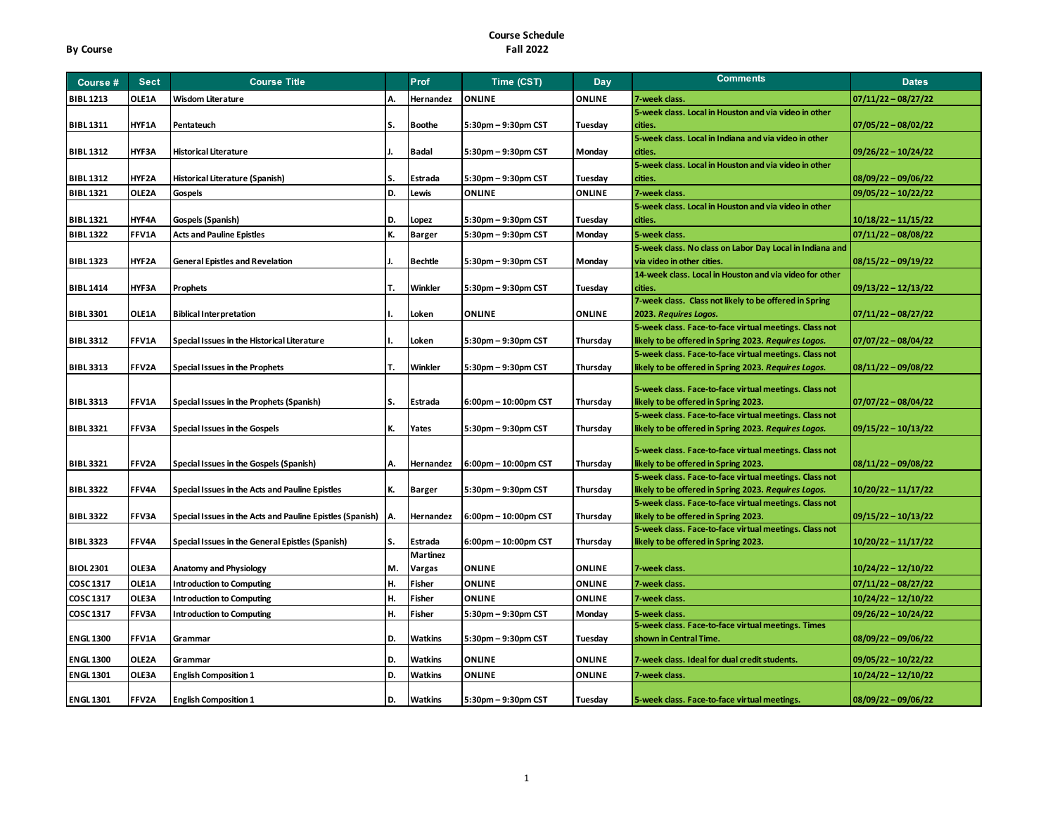**By Course**

## Course Schedule
## Fall 2022

| Course # | Sect | Course Title | | Prof | Time (CST) | Day | Comments | Dates |
|---|---|---|---|---|---|---|---|---|
| BIBL 1213 | OLE1A | Wisdom Literature | A. | Hernandez | ONLINE | ONLINE | 7-week class. | 07/11/22 – 08/27/22 |
| BIBL 1311 | HYF1A | Pentateuch | S. | Boothe | 5:30pm – 9:30pm CST | Tuesday | 5-week class. Local in Houston and via video in other cities. | 07/05/22 – 08/02/22 |
| BIBL 1312 | HYF3A | Historical Literature | J. | Badal | 5:30pm – 9:30pm CST | Monday | 5-week class. Local in Indiana and via video in other cities. | 09/26/22 – 10/24/22 |
| BIBL 1312 | HYF2A | Historical Literature (Spanish) | S. | Estrada | 5:30pm – 9:30pm CST | Tuesday | 5-week class. Local in Houston and via video in other cities. | 08/09/22 – 09/06/22 |
| BIBL 1321 | OLE2A | Gospels | D. | Lewis | ONLINE | ONLINE | 7-week class. | 09/05/22 – 10/22/22 |
| BIBL 1321 | HYF4A | Gospels (Spanish) | D. | Lopez | 5:30pm – 9:30pm CST | Tuesday | 5-week class. Local in Houston and via video in other cities. | 10/18/22 – 11/15/22 |
| BIBL 1322 | FFV1A | Acts and Pauline Epistles | K. | Barger | 5:30pm – 9:30pm CST | Monday | 5-week class. | 07/11/22 – 08/08/22 |
| BIBL 1323 | HYF2A | General Epistles and Revelation | J. | Bechtle | 5:30pm – 9:30pm CST | Monday | 5-week class. No class on Labor Day Local in Indiana and via video in other cities. | 08/15/22 – 09/19/22 |
| BIBL 1414 | HYF3A | Prophets | T. | Winkler | 5:30pm – 9:30pm CST | Tuesday | 14-week class. Local in Houston and via video for other cities. | 09/13/22 – 12/13/22 |
| BIBL 3301 | OLE1A | Biblical Interpretation | I. | Loken | ONLINE | ONLINE | 7-week class. Class not likely to be offered in Spring 2023. *Requires Logos.* | 07/11/22 – 08/27/22 |
| BIBL 3312 | FFV1A | Special Issues in the Historical Literature | I. | Loken | 5:30pm – 9:30pm CST | Thursday | 5-week class. Face-to-face virtual meetings. Class not likely to be offered in Spring 2023. *Requires Logos.* | 07/07/22 – 08/04/22 |
| BIBL 3313 | FFV2A | Special Issues in the Prophets | T. | Winkler | 5:30pm – 9:30pm CST | Thursday | 5-week class. Face-to-face virtual meetings. Class not likely to be offered in Spring 2023. *Requires Logos.* | 08/11/22 – 09/08/22 |
| BIBL 3313 | FFV1A | Special Issues in the Prophets (Spanish) | S. | Estrada | 6:00pm – 10:00pm CST | Thursday | 5-week class. Face-to-face virtual meetings. Class not likely to be offered in Spring 2023. | 07/07/22 – 08/04/22 |
| BIBL 3321 | FFV3A | Special Issues in the Gospels | K. | Yates | 5:30pm – 9:30pm CST | Thursday | 5-week class. Face-to-face virtual meetings. Class not likely to be offered in Spring 2023. *Requires Logos.* | 09/15/22 – 10/13/22 |
| BIBL 3321 | FFV2A | Special Issues in the Gospels (Spanish) | A. | Hernandez | 6:00pm – 10:00pm CST | Thursday | 5-week class. Face-to-face virtual meetings. Class not likely to be offered in Spring 2023. | 08/11/22 – 09/08/22 |
| BIBL 3322 | FFV4A | Special Issues in the Acts and Pauline Epistles | K. | Barger | 5:30pm – 9:30pm CST | Thursday | 5-week class. Face-to-face virtual meetings. Class not likely to be offered in Spring 2023. *Requires Logos.* | 10/20/22 – 11/17/22 |
| BIBL 3322 | FFV3A | Special Issues in the Acts and Pauline Epistles (Spanish) | A. | Hernandez | 6:00pm – 10:00pm CST | Thursday | 5-week class. Face-to-face virtual meetings. Class not likely to be offered in Spring 2023. | 09/15/22 – 10/13/22 |
| BIBL 3323 | FFV4A | Special Issues in the General Epistles (Spanish) | S. | Estrada | 6:00pm – 10:00pm CST | Thursday | 5-week class. Face-to-face virtual meetings. Class not likely to be offered in Spring 2023. | 10/20/22 – 11/17/22 |
| BIOL 2301 | OLE3A | Anatomy and Physiology | M. | Martinez Vargas | ONLINE | ONLINE | 7-week class. | 10/24/22 – 12/10/22 |
| COSC 1317 | OLE1A | Introduction to Computing | H. | Fisher | ONLINE | ONLINE | 7-week class. | 07/11/22 – 08/27/22 |
| COSC 1317 | OLE3A | Introduction to Computing | H. | Fisher | ONLINE | ONLINE | 7-week class. | 10/24/22 – 12/10/22 |
| COSC 1317 | FFV3A | Introduction to Computing | H. | Fisher | 5:30pm – 9:30pm CST | Monday | 5-week class. | 09/26/22 – 10/24/22 |
| ENGL 1300 | FFV1A | Grammar | D. | Watkins | 5:30pm – 9:30pm CST | Tuesday | 5-week class. Face-to-face virtual meetings. Times shown in Central Time. | 08/09/22 – 09/06/22 |
| ENGL 1300 | OLE2A | Grammar | D. | Watkins | ONLINE | ONLINE | 7-week class. Ideal for dual credit students. | 09/05/22 – 10/22/22 |
| ENGL 1301 | OLE3A | English Composition 1 | D. | Watkins | ONLINE | ONLINE | 7-week class. | 10/24/22 – 12/10/22 |
| ENGL 1301 | FFV2A | English Composition 1 | D. | Watkins | 5:30pm – 9:30pm CST | Tuesday | 5-week class. Face-to-face virtual meetings. | 08/09/22 – 09/06/22 |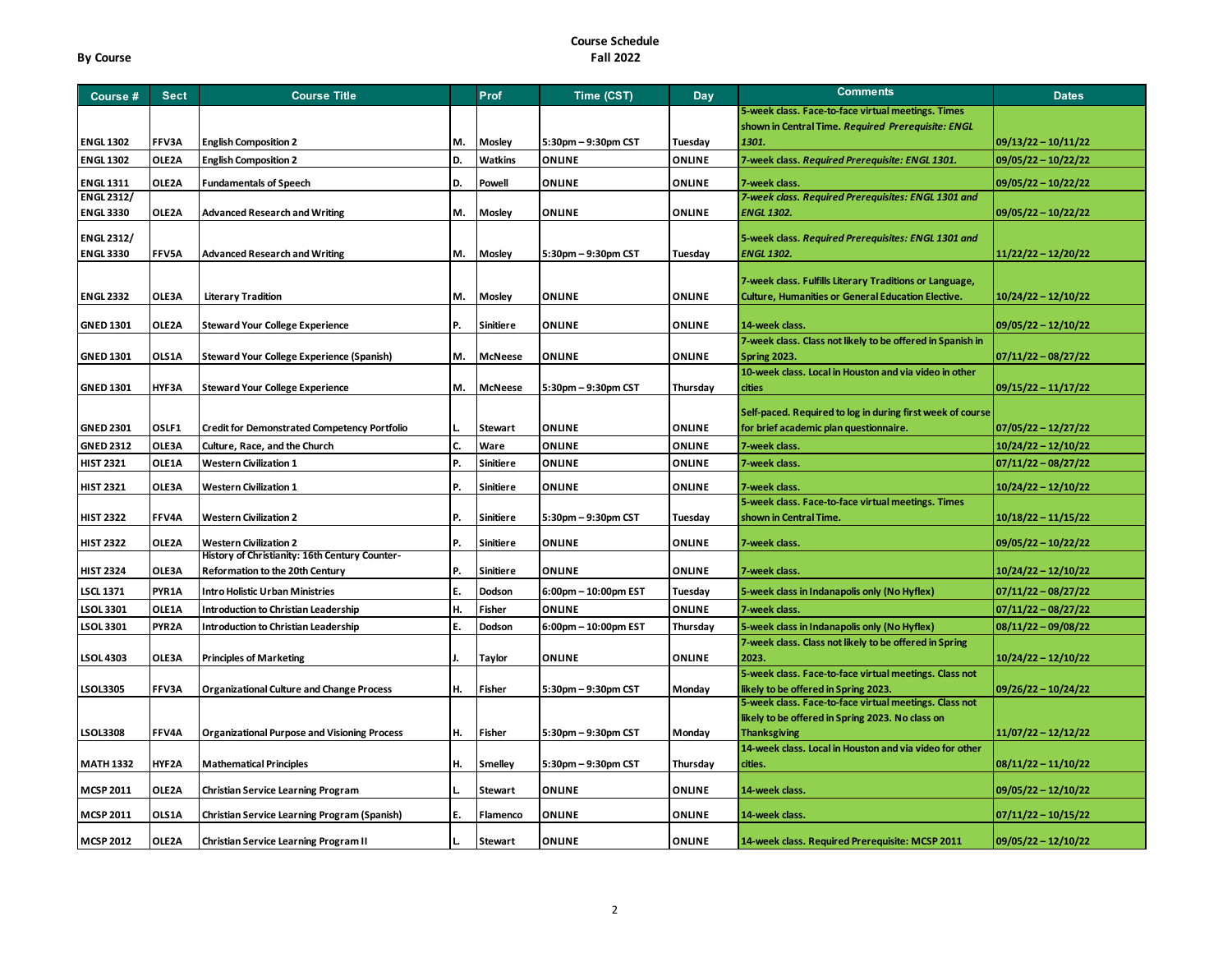**By Course**

## Course Schedule
## Fall 2022

| Course # | Sect | Course Title | | Prof | Time (CST) | Day | Comments | Dates |
|---|---|---|---|---|---|---|---|---|
| ENGL 1302 | FFV3A | English Composition 2 | M. | Mosley | 5:30pm – 9:30pm CST | Tuesday | 5-week class. Face-to-face virtual meetings. Times shown in Central Time. *Required Prerequisite: ENGL 1301.* | 09/13/22 – 10/11/22 |
| ENGL 1302 | OLE2A | English Composition 2 | D. | Watkins | ONLINE | ONLINE | 7-week class. *Required Prerequisite: ENGL 1301.* | 09/05/22 – 10/22/22 |
| ENGL 1311 | OLE2A | Fundamentals of Speech | D. | Powell | ONLINE | ONLINE | 7-week class. | 09/05/22 – 10/22/22 |
| ENGL 2312/ ENGL 3330 | OLE2A | Advanced Research and Writing | M. | Mosley | ONLINE | ONLINE | *7-week class. Required Prerequisites: ENGL 1301 and ENGL 1302.* | 09/05/22 – 10/22/22 |
| ENGL 2312/ ENGL 3330 | FFV5A | Advanced Research and Writing | M. | Mosley | 5:30pm – 9:30pm CST | Tuesday | 5-week class. *Required Prerequisites: ENGL 1301 and ENGL 1302.* | 11/22/22 – 12/20/22 |
| ENGL 2332 | OLE3A | Literary Tradition | M. | Mosley | ONLINE | ONLINE | 7-week class. Fulfills Literary Traditions or Language, Culture, Humanities or General Education Elective. | 10/24/22 – 12/10/22 |
| GNED 1301 | OLE2A | Steward Your College Experience | P. | Sinitiere | ONLINE | ONLINE | 14-week class. | 09/05/22 – 12/10/22 |
| GNED 1301 | OLS1A | Steward Your College Experience (Spanish) | M. | McNeese | ONLINE | ONLINE | 7-week class. Class not likely to be offered in Spanish in Spring 2023. | 07/11/22 – 08/27/22 |
| GNED 1301 | HYF3A | Steward Your College Experience | M. | McNeese | 5:30pm – 9:30pm CST | Thursday | 10-week class. Local in Houston and via video in other cities | 09/15/22 – 11/17/22 |
| GNED 2301 | OSLF1 | Credit for Demonstrated Competency Portfolio | L. | Stewart | ONLINE | ONLINE | Self-paced. Required to log in during first week of course for brief academic plan questionnaire. | 07/05/22 – 12/27/22 |
| GNED 2312 | OLE3A | Culture, Race, and the Church | C. | Ware | ONLINE | ONLINE | 7-week class. | 10/24/22 – 12/10/22 |
| HIST 2321 | OLE1A | Western Civilization 1 | P. | Sinitiere | ONLINE | ONLINE | 7-week class. | 07/11/22 – 08/27/22 |
| HIST 2321 | OLE3A | Western Civilization 1 | P. | Sinitiere | ONLINE | ONLINE | 7-week class. | 10/24/22 – 12/10/22 |
| HIST 2322 | FFV4A | Western Civilization 2 | P. | Sinitiere | 5:30pm – 9:30pm CST | Tuesday | 5-week class. Face-to-face virtual meetings. Times shown in Central Time. | 10/18/22 – 11/15/22 |
| HIST 2322 | OLE2A | Western Civilization 2 | P. | Sinitiere | ONLINE | ONLINE | 7-week class. | 09/05/22 – 10/22/22 |
| HIST 2324 | OLE3A | History of Christianity: 16th Century Counter-Reformation to the 20th Century | P. | Sinitiere | ONLINE | ONLINE | 7-week class. | 10/24/22 – 12/10/22 |
| LSCL 1371 | PYR1A | Intro Holistic Urban Ministries | E. | Dodson | 6:00pm – 10:00pm EST | Tuesday | 5-week class in Indanapolis only (No Hyflex) | 07/11/22 – 08/27/22 |
| LSOL 3301 | OLE1A | Introduction to Christian Leadership | H. | Fisher | ONLINE | ONLINE | 7-week class. | 07/11/22 – 08/27/22 |
| LSOL 3301 | PYR2A | Introduction to Christian Leadership | E. | Dodson | 6:00pm – 10:00pm EST | Thursday | 5-week class in Indanapolis only (No Hyflex) | 08/11/22 – 09/08/22 |
| LSOL 4303 | OLE3A | Principles of Marketing | J. | Taylor | ONLINE | ONLINE | 7-week class. Class not likely to be offered in Spring 2023. | 10/24/22 – 12/10/22 |
| LSOL3305 | FFV3A | Organizational Culture and Change Process | H. | Fisher | 5:30pm – 9:30pm CST | Monday | 5-week class. Face-to-face virtual meetings. Class not likely to be offered in Spring 2023. | 09/26/22 – 10/24/22 |
| LSOL3308 | FFV4A | Organizational Purpose and Visioning Process | H. | Fisher | 5:30pm – 9:30pm CST | Monday | 5-week class. Face-to-face virtual meetings. Class not likely to be offered in Spring 2023. No class on Thanksgiving | 11/07/22 – 12/12/22 |
| MATH 1332 | HYF2A | Mathematical Principles | H. | Smelley | 5:30pm – 9:30pm CST | Thursday | 14-week class. Local in Houston and via video for other cities. | 08/11/22 – 11/10/22 |
| MCSP 2011 | OLE2A | Christian Service Learning Program | L. | Stewart | ONLINE | ONLINE | 14-week class. | 09/05/22 – 12/10/22 |
| MCSP 2011 | OLS1A | Christian Service Learning Program (Spanish) | E. | Flamenco | ONLINE | ONLINE | 14-week class. | 07/11/22 – 10/15/22 |
| MCSP 2012 | OLE2A | Christian Service Learning Program II | L. | Stewart | ONLINE | ONLINE | 14-week class. Required Prerequisite: MCSP 2011 | 09/05/22 – 12/10/22 |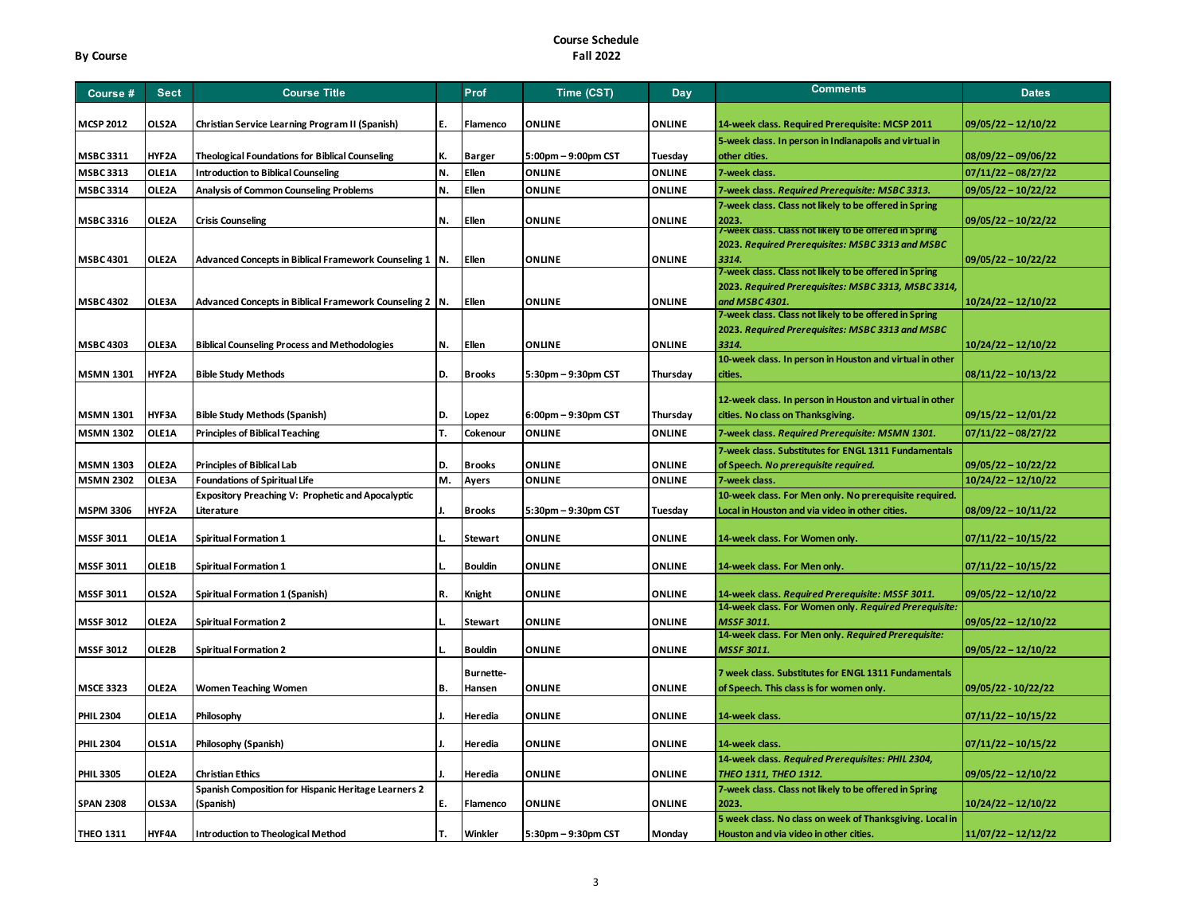**By Course**

# Course Schedule
## Fall 2022

| Course # | Sect | Course Title | | Prof | Time (CST) | Day | Comments | Dates |
|---|---|---|---|---|---|---|---|---|
| MCSP 2012 | OLS2A | Christian Service Learning Program II (Spanish) | E. | Flamenco | ONLINE | ONLINE | 14-week class. Required Prerequisite: MCSP 2011 | 09/05/22 – 12/10/22 |
| MSBC 3311 | HYF2A | Theological Foundations for Biblical Counseling | K. | Barger | 5:00pm – 9:00pm CST | Tuesday | 5-week class. In person in Indianapolis and virtual in other cities. | 08/09/22 – 09/06/22 |
| MSBC 3313 | OLE1A | Introduction to Biblical Counseling | N. | Ellen | ONLINE | ONLINE | 7-week class. | 07/11/22 – 08/27/22 |
| MSBC 3314 | OLE2A | Analysis of Common Counseling Problems | N. | Ellen | ONLINE | ONLINE | 7-week class. *Required Prerequisite: MSBC 3313.* | 09/05/22 – 10/22/22 |
| MSBC 3316 | OLE2A | Crisis Counseling | N. | Ellen | ONLINE | ONLINE | 7-week class. Class not likely to be offered in Spring 2023. | 09/05/22 – 10/22/22 |
| MSBC 4301 | OLE2A | Advanced Concepts in Biblical Framework Counseling 1 | N. | Ellen | ONLINE | ONLINE | 7-week class. Class not likely to be offered in Spring 2023. *Required Prerequisites: MSBC 3313 and MSBC 3314.* | 09/05/22 – 10/22/22 |
| MSBC 4302 | OLE3A | Advanced Concepts in Biblical Framework Counseling 2 | N. | Ellen | ONLINE | ONLINE | 7-week class. Class not likely to be offered in Spring 2023. *Required Prerequisites: MSBC 3313, MSBC 3314, and MSBC 4301.* | 10/24/22 – 12/10/22 |
| MSBC 4303 | OLE3A | Biblical Counseling Process and Methodologies | N. | Ellen | ONLINE | ONLINE | 7-week class. Class not likely to be offered in Spring 2023. *Required Prerequisites: MSBC 3313 and MSBC 3314.* | 10/24/22 – 12/10/22 |
| MSMN 1301 | HYF2A | Bible Study Methods | D. | Brooks | 5:30pm – 9:30pm CST | Thursday | 10-week class. In person in Houston and virtual in other cities. | 08/11/22 – 10/13/22 |
| MSMN 1301 | HYF3A | Bible Study Methods (Spanish) | D. | Lopez | 6:00pm – 9:30pm CST | Thursday | 12-week class. In person in Houston and virtual in other cities. No class on Thanksgiving. | 09/15/22 – 12/01/22 |
| MSMN 1302 | OLE1A | Principles of Biblical Teaching | T. | Cokenour | ONLINE | ONLINE | 7-week class. *Required Prerequisite: MSMN 1301.* | 07/11/22 – 08/27/22 |
| MSMN 1303 | OLE2A | Principles of Biblical Lab | D. | Brooks | ONLINE | ONLINE | 7-week class. Substitutes for ENGL 1311 Fundamentals of Speech. *No prerequisite required.* | 09/05/22 – 10/22/22 |
| MSMN 2302 | OLE3A | Foundations of Spiritual Life | M. | Ayers | ONLINE | ONLINE | 7-week class. | 10/24/22 – 12/10/22 |
| MSPM 3306 | HYF2A | Expository Preaching V: Prophetic and Apocalyptic Literature | J. | Brooks | 5:30pm – 9:30pm CST | Tuesday | 10-week class. For Men only. No prerequisite required. Local in Houston and via video in other cities. | 08/09/22 – 10/11/22 |
| MSSF 3011 | OLE1A | Spiritual Formation 1 | L. | Stewart | ONLINE | ONLINE | 14-week class. For Women only. | 07/11/22 – 10/15/22 |
| MSSF 3011 | OLE1B | Spiritual Formation 1 | L. | Bouldin | ONLINE | ONLINE | 14-week class. For Men only. | 07/11/22 – 10/15/22 |
| MSSF 3011 | OLS2A | Spiritual Formation 1 (Spanish) | R. | Knight | ONLINE | ONLINE | 14-week class. *Required Prerequisite: MSSF 3011.* | 09/05/22 – 12/10/22 |
| MSSF 3012 | OLE2A | Spiritual Formation 2 | L. | Stewart | ONLINE | ONLINE | 14-week class. For Women only. *Required Prerequisite: MSSF 3011.* | 09/05/22 – 12/10/22 |
| MSSF 3012 | OLE2B | Spiritual Formation 2 | L. | Bouldin | ONLINE | ONLINE | 14-week class. For Men only. *Required Prerequisite: MSSF 3011.* | 09/05/22 – 12/10/22 |
| MSCE 3323 | OLE2A | Women Teaching Women | B. | Burnette-Hansen | ONLINE | ONLINE | 7 week class. Substitutes for ENGL 1311 Fundamentals of Speech. This class is for women only. | 09/05/22 - 10/22/22 |
| PHIL 2304 | OLE1A | Philosophy | J. | Heredia | ONLINE | ONLINE | 14-week class. | 07/11/22 – 10/15/22 |
| PHIL 2304 | OLS1A | Philosophy (Spanish) | J. | Heredia | ONLINE | ONLINE | 14-week class. | 07/11/22 – 10/15/22 |
| PHIL 3305 | OLE2A | Christian Ethics | J. | Heredia | ONLINE | ONLINE | 14-week class. *Required Prerequisites: PHIL 2304, THEO 1311, THEO 1312.* | 09/05/22 – 12/10/22 |
| SPAN 2308 | OLS3A | Spanish Composition for Hispanic Heritage Learners 2 (Spanish) | E. | Flamenco | ONLINE | ONLINE | 7-week class. Class not likely to be offered in Spring 2023. | 10/24/22 – 12/10/22 |
| THEO 1311 | HYF4A | Introduction to Theological Method | T. | Winkler | 5:30pm – 9:30pm CST | Monday | 5 week class. No class on week of Thanksgiving. Local in Houston and via video in other cities. | 11/07/22 – 12/12/22 |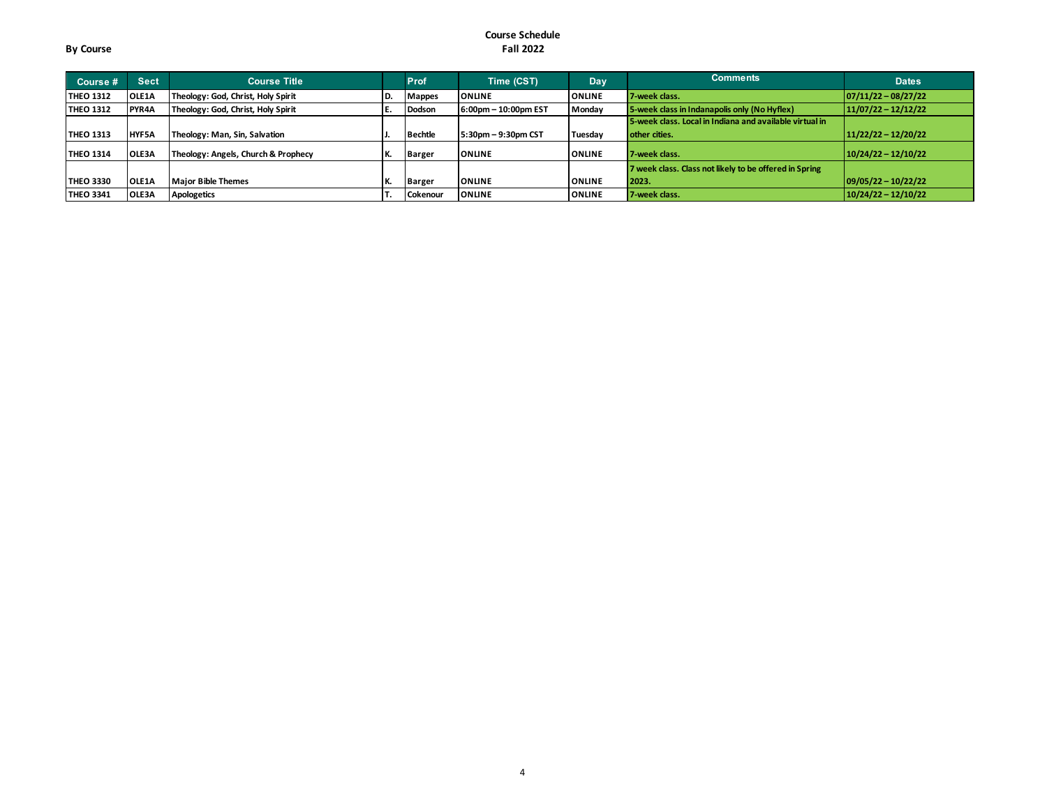**By Course**

**Course Schedule**
**Fall 2022**

| Course # | Sect | Course Title | | Prof | Time (CST) | Day | Comments | Dates |
|---|---|---|---|---|---|---|---|---|
| THEO 1312 | OLE1A | Theology: God, Christ, Holy Spirit | D. | Mappes | ONLINE | ONLINE | 7-week class. | 07/11/22 – 08/27/22 |
| THEO 1312 | PYR4A | Theology: God, Christ, Holy Spirit | E. | Dodson | 6:00pm – 10:00pm EST | Monday | 5-week class in Indanapolis only (No Hyflex) | 11/07/22 – 12/12/22 |
| THEO 1313 | HYF5A | Theology: Man, Sin, Salvation | J. | Bechtle | 5:30pm – 9:30pm CST | Tuesday | 5-week class. Local in Indiana and available virtual in other cities. | 11/22/22 – 12/20/22 |
| THEO 1314 | OLE3A | Theology: Angels, Church & Prophecy | K. | Barger | ONLINE | ONLINE | 7-week class. | 10/24/22 – 12/10/22 |
| THEO 3330 | OLE1A | Major Bible Themes | K. | Barger | ONLINE | ONLINE | 7 week class. Class not likely to be offered in Spring 2023. | 09/05/22 – 10/22/22 |
| THEO 3341 | OLE3A | Apologetics | T. | Cokenour | ONLINE | ONLINE | 7-week class. | 10/24/22 – 12/10/22 |